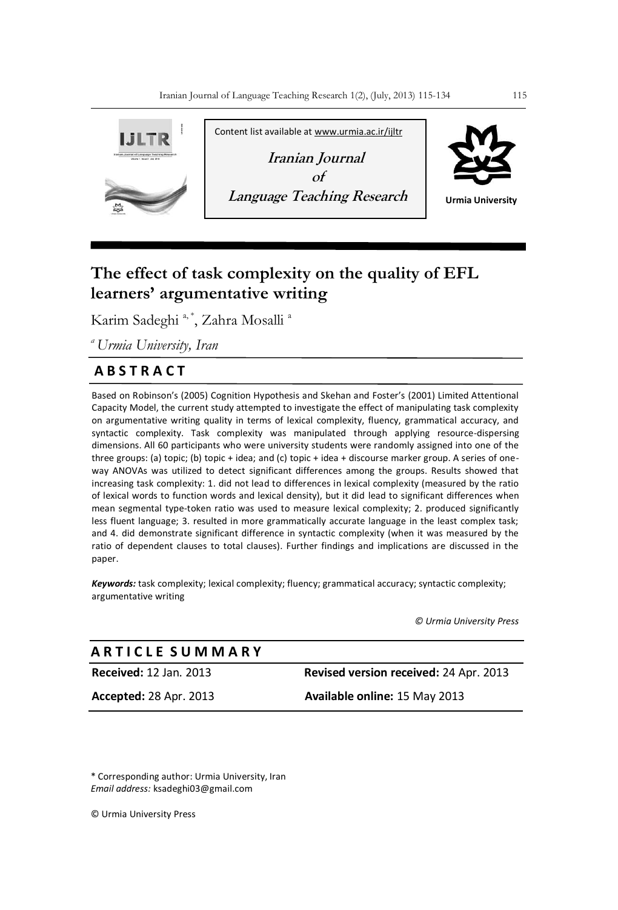Content list available at www.urmia.ac.ir/ijltr

**Iranian Journal of Language Teaching Research**

Urmia University

# The effect of task complexity on the quality of EFL learners' argumentative writing

Karim Sadeghi [a,*], Zahra Mosalli [a]

[a] *Urmia University, Iran*

## ABSTRACT

Based on Robinson's (2005) Cognition Hypothesis and Skehan and Foster's (2001) Limited Attentional Capacity Model, the current study attempted to investigate the effect of manipulating task complexity on argumentative writing quality in terms of lexical complexity, fluency, grammatical accuracy, and syntactic complexity. Task complexity was manipulated through applying resource-dispersing dimensions. All 60 participants who were university students were randomly assigned into one of the three groups: (a) topic; (b) topic + idea; and (c) topic + idea + discourse marker group. A series of one-way ANOVAs was utilized to detect significant differences among the groups. Results showed that increasing task complexity: 1. did not lead to differences in lexical complexity (measured by the ratio of lexical words to function words and lexical density), but it did lead to significant differences when mean segmental type-token ratio was used to measure lexical complexity; 2. produced significantly less fluent language; 3. resulted in more grammatically accurate language in the least complex task; and 4. did demonstrate significant difference in syntactic complexity (when it was measured by the ratio of dependent clauses to total clauses). Further findings and implications are discussed in the paper.

***Keywords:*** task complexity; lexical complexity; fluency; grammatical accuracy; syntactic complexity; argumentative writing

*© Urmia University Press*

## ARTICLE SUMMARY

| | |
|---|---|
| **Received:** 12 Jan. 2013 | **Revised version received:** 24 Apr. 2013 |
| **Accepted:** 28 Apr. 2013 | **Available online:** 15 May 2013 |

\* Corresponding author: Urmia University, Iran
*Email address:* ksadeghi03@gmail.com

© Urmia University Press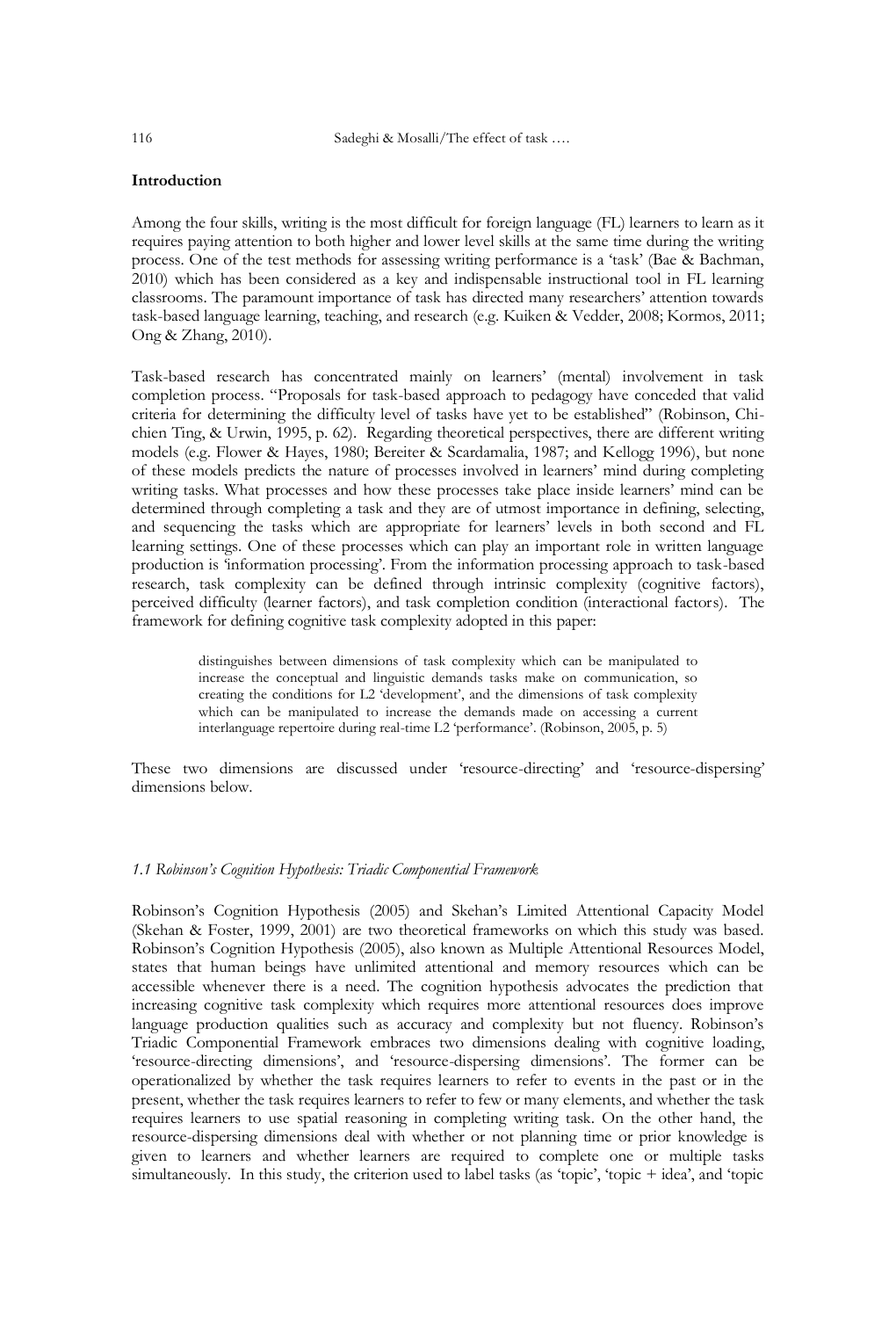## Introduction

Among the four skills, writing is the most difficult for foreign language (FL) learners to learn as it requires paying attention to both higher and lower level skills at the same time during the writing process. One of the test methods for assessing writing performance is a 'task' (Bae & Bachman, 2010) which has been considered as a key and indispensable instructional tool in FL learning classrooms. The paramount importance of task has directed many researchers' attention towards task-based language learning, teaching, and research (e.g. Kuiken & Vedder, 2008; Kormos, 2011; Ong & Zhang, 2010).

Task-based research has concentrated mainly on learners' (mental) involvement in task completion process. "Proposals for task-based approach to pedagogy have conceded that valid criteria for determining the difficulty level of tasks have yet to be established" (Robinson, Chi-chien Ting, & Urwin, 1995, p. 62). Regarding theoretical perspectives, there are different writing models (e.g. Flower & Hayes, 1980; Bereiter & Scardamalia, 1987; and Kellogg 1996), but none of these models predicts the nature of processes involved in learners' mind during completing writing tasks. What processes and how these processes take place inside learners' mind can be determined through completing a task and they are of utmost importance in defining, selecting, and sequencing the tasks which are appropriate for learners' levels in both second and FL learning settings. One of these processes which can play an important role in written language production is 'information processing'. From the information processing approach to task-based research, task complexity can be defined through intrinsic complexity (cognitive factors), perceived difficulty (learner factors), and task completion condition (interactional factors). The framework for defining cognitive task complexity adopted in this paper:

> distinguishes between dimensions of task complexity which can be manipulated to increase the conceptual and linguistic demands tasks make on communication, so creating the conditions for L2 'development', and the dimensions of task complexity which can be manipulated to increase the demands made on accessing a current interlanguage repertoire during real-time L2 'performance'. (Robinson, 2005, p. 5)

These two dimensions are discussed under 'resource-directing' and 'resource-dispersing' dimensions below.

### *1.1 Robinson's Cognition Hypothesis: Triadic Componential Framework*

Robinson's Cognition Hypothesis (2005) and Skehan's Limited Attentional Capacity Model (Skehan & Foster, 1999, 2001) are two theoretical frameworks on which this study was based. Robinson's Cognition Hypothesis (2005), also known as Multiple Attentional Resources Model, states that human beings have unlimited attentional and memory resources which can be accessible whenever there is a need. The cognition hypothesis advocates the prediction that increasing cognitive task complexity which requires more attentional resources does improve language production qualities such as accuracy and complexity but not fluency. Robinson's Triadic Componential Framework embraces two dimensions dealing with cognitive loading, 'resource-directing dimensions', and 'resource-dispersing dimensions'. The former can be operationalized by whether the task requires learners to refer to events in the past or in the present, whether the task requires learners to refer to few or many elements, and whether the task requires learners to use spatial reasoning in completing writing task. On the other hand, the resource-dispersing dimensions deal with whether or not planning time or prior knowledge is given to learners and whether learners are required to complete one or multiple tasks simultaneously. In this study, the criterion used to label tasks (as 'topic', 'topic + idea', and 'topic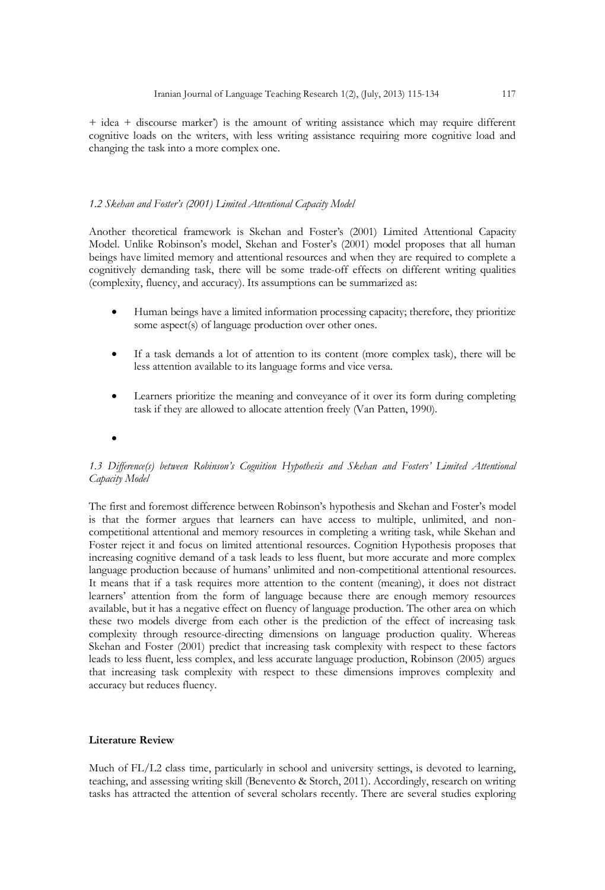+ idea + discourse marker') is the amount of writing assistance which may require different cognitive loads on the writers, with less writing assistance requiring more cognitive load and changing the task into a more complex one.

### *1.2 Skehan and Foster's (2001) Limited Attentional Capacity Model*

Another theoretical framework is Skehan and Foster's (2001) Limited Attentional Capacity Model. Unlike Robinson's model, Skehan and Foster's (2001) model proposes that all human beings have limited memory and attentional resources and when they are required to complete a cognitively demanding task, there will be some trade-off effects on different writing qualities (complexity, fluency, and accuracy). Its assumptions can be summarized as:

- Human beings have a limited information processing capacity; therefore, they prioritize some aspect(s) of language production over other ones.
- If a task demands a lot of attention to its content (more complex task), there will be less attention available to its language forms and vice versa.
- Learners prioritize the meaning and conveyance of it over its form during completing task if they are allowed to allocate attention freely (Van Patten, 1990).
- 

### *1.3 Difference(s) between Robinson's Cognition Hypothesis and Skehan and Fosters' Limited Attentional Capacity Model*

The first and foremost difference between Robinson's hypothesis and Skehan and Foster's model is that the former argues that learners can have access to multiple, unlimited, and non-competitional attentional and memory resources in completing a writing task, while Skehan and Foster reject it and focus on limited attentional resources. Cognition Hypothesis proposes that increasing cognitive demand of a task leads to less fluent, but more accurate and more complex language production because of humans' unlimited and non-competitional attentional resources. It means that if a task requires more attention to the content (meaning), it does not distract learners' attention from the form of language because there are enough memory resources available, but it has a negative effect on fluency of language production. The other area on which these two models diverge from each other is the prediction of the effect of increasing task complexity through resource-directing dimensions on language production quality. Whereas Skehan and Foster (2001) predict that increasing task complexity with respect to these factors leads to less fluent, less complex, and less accurate language production, Robinson (2005) argues that increasing task complexity with respect to these dimensions improves complexity and accuracy but reduces fluency.

## Literature Review

Much of FL/L2 class time, particularly in school and university settings, is devoted to learning, teaching, and assessing writing skill (Benevento & Storch, 2011). Accordingly, research on writing tasks has attracted the attention of several scholars recently. There are several studies exploring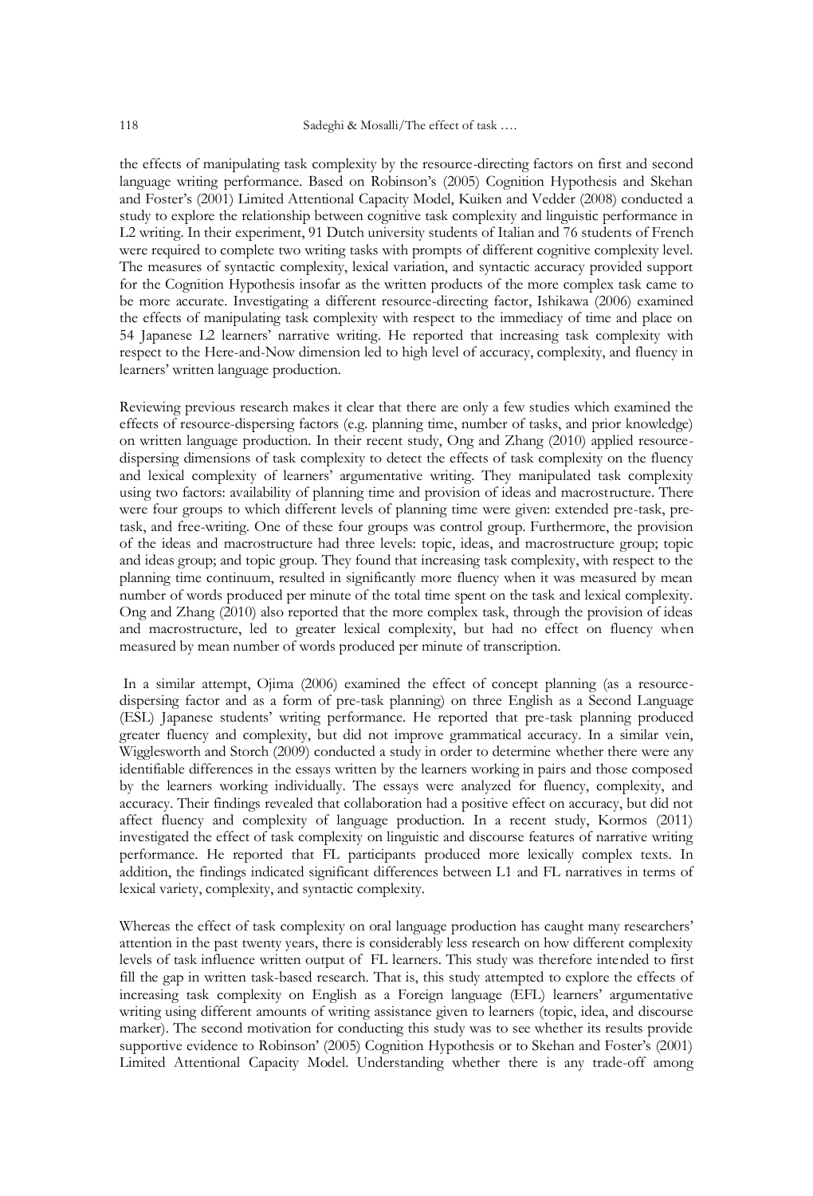the effects of manipulating task complexity by the resource-directing factors on first and second language writing performance. Based on Robinson's (2005) Cognition Hypothesis and Skehan and Foster's (2001) Limited Attentional Capacity Model, Kuiken and Vedder (2008) conducted a study to explore the relationship between cognitive task complexity and linguistic performance in L2 writing. In their experiment, 91 Dutch university students of Italian and 76 students of French were required to complete two writing tasks with prompts of different cognitive complexity level. The measures of syntactic complexity, lexical variation, and syntactic accuracy provided support for the Cognition Hypothesis insofar as the written products of the more complex task came to be more accurate. Investigating a different resource-directing factor, Ishikawa (2006) examined the effects of manipulating task complexity with respect to the immediacy of time and place on 54 Japanese L2 learners' narrative writing. He reported that increasing task complexity with respect to the Here-and-Now dimension led to high level of accuracy, complexity, and fluency in learners' written language production.

Reviewing previous research makes it clear that there are only a few studies which examined the effects of resource-dispersing factors (e.g. planning time, number of tasks, and prior knowledge) on written language production. In their recent study, Ong and Zhang (2010) applied resource-dispersing dimensions of task complexity to detect the effects of task complexity on the fluency and lexical complexity of learners' argumentative writing. They manipulated task complexity using two factors: availability of planning time and provision of ideas and macrostructure. There were four groups to which different levels of planning time were given: extended pre-task, pre-task, and free-writing. One of these four groups was control group. Furthermore, the provision of the ideas and macrostructure had three levels: topic, ideas, and macrostructure group; topic and ideas group; and topic group. They found that increasing task complexity, with respect to the planning time continuum, resulted in significantly more fluency when it was measured by mean number of words produced per minute of the total time spent on the task and lexical complexity. Ong and Zhang (2010) also reported that the more complex task, through the provision of ideas and macrostructure, led to greater lexical complexity, but had no effect on fluency when measured by mean number of words produced per minute of transcription.

In a similar attempt, Ojima (2006) examined the effect of concept planning (as a resource-dispersing factor and as a form of pre-task planning) on three English as a Second Language (ESL) Japanese students' writing performance. He reported that pre-task planning produced greater fluency and complexity, but did not improve grammatical accuracy. In a similar vein, Wigglesworth and Storch (2009) conducted a study in order to determine whether there were any identifiable differences in the essays written by the learners working in pairs and those composed by the learners working individually. The essays were analyzed for fluency, complexity, and accuracy. Their findings revealed that collaboration had a positive effect on accuracy, but did not affect fluency and complexity of language production. In a recent study, Kormos (2011) investigated the effect of task complexity on linguistic and discourse features of narrative writing performance. He reported that FL participants produced more lexically complex texts. In addition, the findings indicated significant differences between L1 and FL narratives in terms of lexical variety, complexity, and syntactic complexity.

Whereas the effect of task complexity on oral language production has caught many researchers' attention in the past twenty years, there is considerably less research on how different complexity levels of task influence written output of FL learners. This study was therefore intended to first fill the gap in written task-based research. That is, this study attempted to explore the effects of increasing task complexity on English as a Foreign language (EFL) learners' argumentative writing using different amounts of writing assistance given to learners (topic, idea, and discourse marker). The second motivation for conducting this study was to see whether its results provide supportive evidence to Robinson' (2005) Cognition Hypothesis or to Skehan and Foster's (2001) Limited Attentional Capacity Model. Understanding whether there is any trade-off among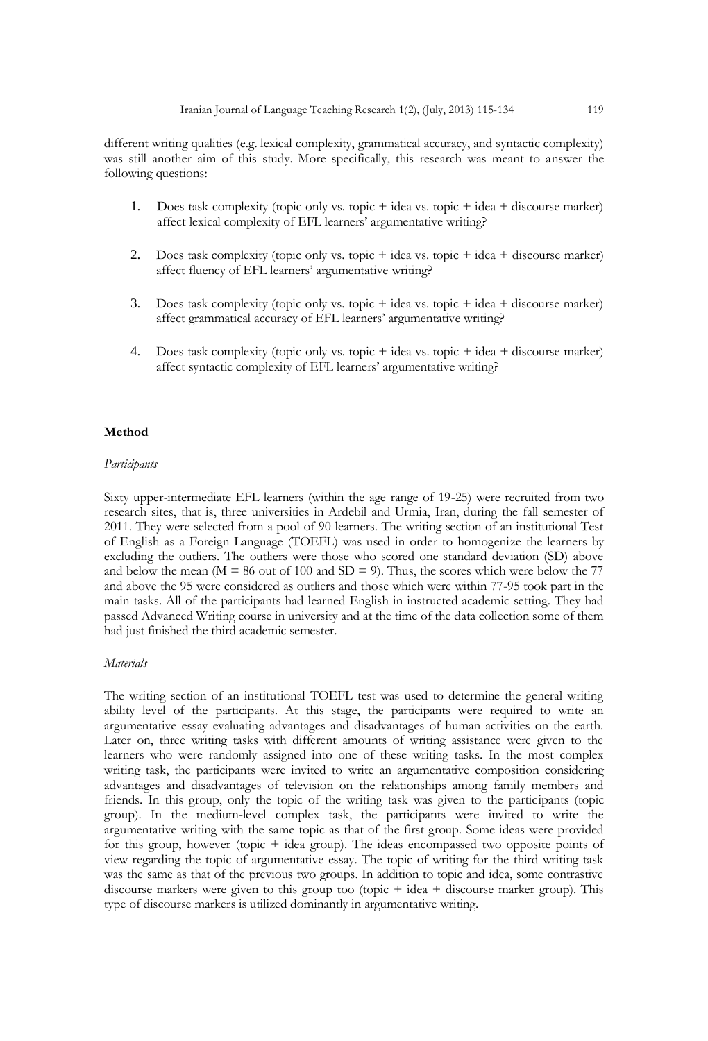different writing qualities (e.g. lexical complexity, grammatical accuracy, and syntactic complexity) was still another aim of this study. More specifically, this research was meant to answer the following questions:

1. Does task complexity (topic only vs. topic + idea vs. topic + idea + discourse marker) affect lexical complexity of EFL learners' argumentative writing?

2. Does task complexity (topic only vs. topic + idea vs. topic + idea + discourse marker) affect fluency of EFL learners' argumentative writing?

3. Does task complexity (topic only vs. topic + idea vs. topic + idea + discourse marker) affect grammatical accuracy of EFL learners' argumentative writing?

4. Does task complexity (topic only vs. topic + idea vs. topic + idea + discourse marker) affect syntactic complexity of EFL learners' argumentative writing?

## Method

### *Participants*

Sixty upper-intermediate EFL learners (within the age range of 19-25) were recruited from two research sites, that is, three universities in Ardebil and Urmia, Iran, during the fall semester of 2011. They were selected from a pool of 90 learners. The writing section of an institutional Test of English as a Foreign Language (TOEFL) was used in order to homogenize the learners by excluding the outliers. The outliers were those who scored one standard deviation (SD) above and below the mean ($M = 86$ out of 100 and $SD = 9$). Thus, the scores which were below the 77 and above the 95 were considered as outliers and those which were within 77-95 took part in the main tasks. All of the participants had learned English in instructed academic setting. They had passed Advanced Writing course in university and at the time of the data collection some of them had just finished the third academic semester.

### *Materials*

The writing section of an institutional TOEFL test was used to determine the general writing ability level of the participants. At this stage, the participants were required to write an argumentative essay evaluating advantages and disadvantages of human activities on the earth. Later on, three writing tasks with different amounts of writing assistance were given to the learners who were randomly assigned into one of these writing tasks. In the most complex writing task, the participants were invited to write an argumentative composition considering advantages and disadvantages of television on the relationships among family members and friends. In this group, only the topic of the writing task was given to the participants (topic group). In the medium-level complex task, the participants were invited to write the argumentative writing with the same topic as that of the first group. Some ideas were provided for this group, however (topic + idea group). The ideas encompassed two opposite points of view regarding the topic of argumentative essay. The topic of writing for the third writing task was the same as that of the previous two groups. In addition to topic and idea, some contrastive discourse markers were given to this group too (topic + idea + discourse marker group). This type of discourse markers is utilized dominantly in argumentative writing.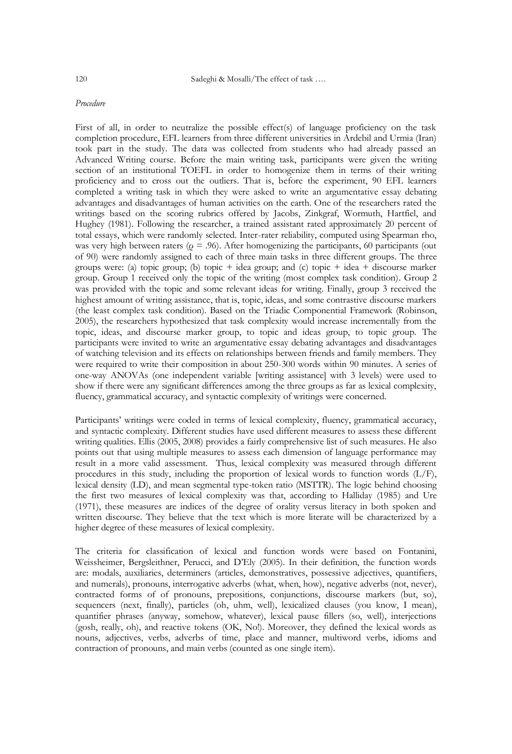*Procedure*

First of all, in order to neutralize the possible effect(s) of language proficiency on the task completion procedure, EFL learners from three different universities in Ardebil and Urmia (Iran) took part in the study. The data was collected from students who had already passed an Advanced Writing course. Before the main writing task, participants were given the writing section of an institutional TOEFL in order to homogenize them in terms of their writing proficiency and to cross out the outliers. That is, before the experiment, 90 EFL learners completed a writing task in which they were asked to write an argumentative essay debating advantages and disadvantages of human activities on the earth. One of the researchers rated the writings based on the scoring rubrics offered by Jacobs, Zinkgraf, Wormuth, Hartfiel, and Hughey (1981). Following the researcher, a trained assistant rated approximately 20 percent of total essays, which were randomly selected. Inter-rater reliability, computed using Spearman rho, was very high between raters ($\varrho = .96$). After homogenizing the participants, 60 participants (out of 90) were randomly assigned to each of three main tasks in three different groups. The three groups were: (a) topic group; (b) topic + idea group; and (c) topic + idea + discourse marker group. Group 1 received only the topic of the writing (most complex task condition). Group 2 was provided with the topic and some relevant ideas for writing. Finally, group 3 received the highest amount of writing assistance, that is, topic, ideas, and some contrastive discourse markers (the least complex task condition). Based on the Triadic Componential Framework (Robinson, 2005), the researchers hypothesized that task complexity would increase incrementally from the topic, ideas, and discourse marker group, to topic and ideas group, to topic group. The participants were invited to write an argumentative essay debating advantages and disadvantages of watching television and its effects on relationships between friends and family members. They were required to write their composition in about 250-300 words within 90 minutes. A series of one-way ANOVAs (one independent variable [writing assistance] with 3 levels) were used to show if there were any significant differences among the three groups as far as lexical complexity, fluency, grammatical accuracy, and syntactic complexity of writings were concerned.

Participants' writings were coded in terms of lexical complexity, fluency, grammatical accuracy, and syntactic complexity. Different studies have used different measures to assess these different writing qualities. Ellis (2005, 2008) provides a fairly comprehensive list of such measures. He also points out that using multiple measures to assess each dimension of language performance may result in a more valid assessment. Thus, lexical complexity was measured through different procedures in this study, including the proportion of lexical words to function words (L/F), lexical density (LD), and mean segmental type-token ratio (MSTTR). The logic behind choosing the first two measures of lexical complexity was that, according to Halliday (1985) and Ure (1971), these measures are indices of the degree of orality versus literacy in both spoken and written discourse. They believe that the text which is more literate will be characterized by a higher degree of these measures of lexical complexity.

The criteria for classification of lexical and function words were based on Fontanini, Weissheimer, Bergsleithner, Perucci, and D'Ely (2005). In their definition, the function words are: modals, auxiliaries, determiners (articles, demonstratives, possessive adjectives, quantifiers, and numerals), pronouns, interrogative adverbs (what, when, how), negative adverbs (not, never), contracted forms of of pronouns, prepositions, conjunctions, discourse markers (but, so), sequencers (next, finally), particles (oh, uhm, well), lexicalized clauses (you know, I mean), quantifier phrases (anyway, somehow, whatever), lexical pause fillers (so, well), interjections (gosh, really, oh), and reactive tokens (OK, No!). Moreover, they defined the lexical words as nouns, adjectives, verbs, adverbs of time, place and manner, multiword verbs, idioms and contraction of pronouns, and main verbs (counted as one single item).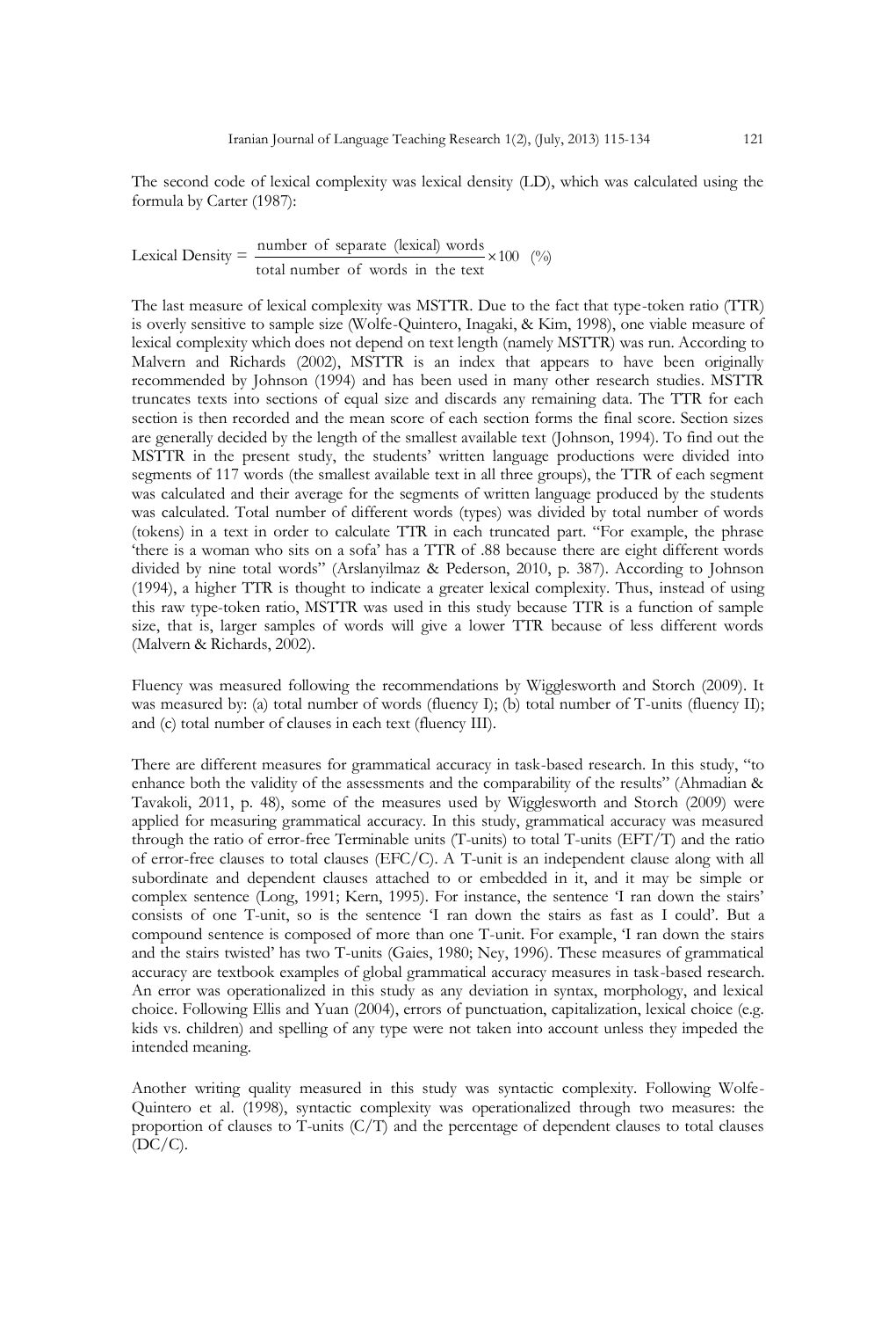The second code of lexical complexity was lexical density (LD), which was calculated using the formula by Carter (1987):

$$\text{Lexical Density} = \frac{\text{number of separate (lexical) words}}{\text{total number of words in the text}} \times 100 \quad (\%)$$

The last measure of lexical complexity was MSTTR. Due to the fact that type-token ratio (TTR) is overly sensitive to sample size (Wolfe-Quintero, Inagaki, & Kim, 1998), one viable measure of lexical complexity which does not depend on text length (namely MSTTR) was run. According to Malvern and Richards (2002), MSTTR is an index that appears to have been originally recommended by Johnson (1994) and has been used in many other research studies. MSTTR truncates texts into sections of equal size and discards any remaining data. The TTR for each section is then recorded and the mean score of each section forms the final score. Section sizes are generally decided by the length of the smallest available text (Johnson, 1994). To find out the MSTTR in the present study, the students' written language productions were divided into segments of 117 words (the smallest available text in all three groups), the TTR of each segment was calculated and their average for the segments of written language produced by the students was calculated. Total number of different words (types) was divided by total number of words (tokens) in a text in order to calculate TTR in each truncated part. "For example, the phrase 'there is a woman who sits on a sofa' has a TTR of .88 because there are eight different words divided by nine total words" (Arslanyilmaz & Pederson, 2010, p. 387). According to Johnson (1994), a higher TTR is thought to indicate a greater lexical complexity. Thus, instead of using this raw type-token ratio, MSTTR was used in this study because TTR is a function of sample size, that is, larger samples of words will give a lower TTR because of less different words (Malvern & Richards, 2002).

Fluency was measured following the recommendations by Wigglesworth and Storch (2009). It was measured by: (a) total number of words (fluency I); (b) total number of T-units (fluency II); and (c) total number of clauses in each text (fluency III).

There are different measures for grammatical accuracy in task-based research. In this study, "to enhance both the validity of the assessments and the comparability of the results" (Ahmadian & Tavakoli, 2011, p. 48), some of the measures used by Wigglesworth and Storch (2009) were applied for measuring grammatical accuracy. In this study, grammatical accuracy was measured through the ratio of error-free Terminable units (T-units) to total T-units (EFT/T) and the ratio of error-free clauses to total clauses (EFC/C). A T-unit is an independent clause along with all subordinate and dependent clauses attached to or embedded in it, and it may be simple or complex sentence (Long, 1991; Kern, 1995). For instance, the sentence 'I ran down the stairs' consists of one T-unit, so is the sentence 'I ran down the stairs as fast as I could'. But a compound sentence is composed of more than one T-unit. For example, 'I ran down the stairs and the stairs twisted' has two T-units (Gaies, 1980; Ney, 1996). These measures of grammatical accuracy are textbook examples of global grammatical accuracy measures in task-based research. An error was operationalized in this study as any deviation in syntax, morphology, and lexical choice. Following Ellis and Yuan (2004), errors of punctuation, capitalization, lexical choice (e.g. kids vs. children) and spelling of any type were not taken into account unless they impeded the intended meaning.

Another writing quality measured in this study was syntactic complexity. Following Wolfe-Quintero et al. (1998), syntactic complexity was operationalized through two measures: the proportion of clauses to T-units (C/T) and the percentage of dependent clauses to total clauses (DC/C).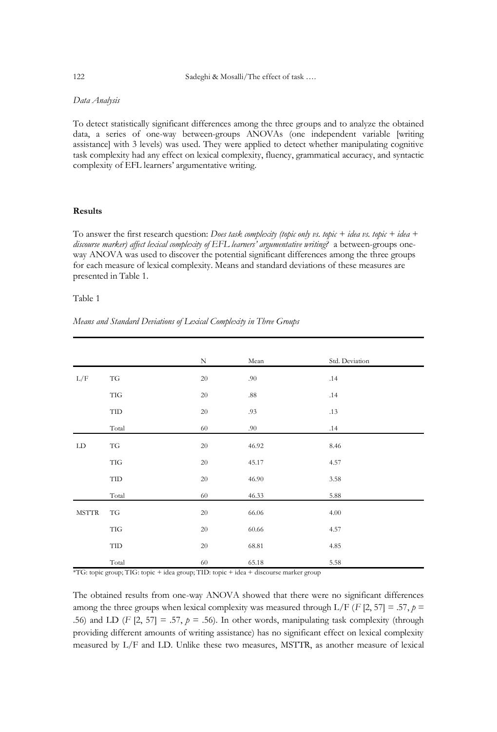*Data Analysis*

To detect statistically significant differences among the three groups and to analyze the obtained data, a series of one-way between-groups ANOVAs (one independent variable [writing assistance] with 3 levels) was used. They were applied to detect whether manipulating cognitive task complexity had any effect on lexical complexity, fluency, grammatical accuracy, and syntactic complexity of EFL learners' argumentative writing.

## Results

To answer the first research question: *Does task complexity (topic only vs. topic + idea vs. topic + idea + discourse marker) affect lexical complexity of EFL learners' argumentative writing?* a between-groups one-way ANOVA was used to discover the potential significant differences among the three groups for each measure of lexical complexity. Means and standard deviations of these measures are presented in Table 1.

Table 1

*Means and Standard Deviations of Lexical Complexity in Three Groups*

| | | N | Mean | Std. Deviation |
|---|---|---|---|---|
| L/F | TG | 20 | .90 | .14 |
| | TIG | 20 | .88 | .14 |
| | TID | 20 | .93 | .13 |
| | Total | 60 | .90 | .14 |
| LD | TG | 20 | 46.92 | 8.46 |
| | TIG | 20 | 45.17 | 4.57 |
| | TID | 20 | 46.90 | 3.58 |
| | Total | 60 | 46.33 | 5.88 |
| MSTTR | TG | 20 | 66.06 | 4.00 |
| | TIG | 20 | 60.66 | 4.57 |
| | TID | 20 | 68.81 | 4.85 |
| | Total | 60 | 65.18 | 5.58 |

*TG: topic group; TIG: topic + idea group; TID: topic + idea + discourse marker group

The obtained results from one-way ANOVA showed that there were no significant differences among the three groups when lexical complexity was measured through L/F ($F$ [2, 57] = .57, $p$ = .56) and LD ($F$ [2, 57] = .57, $p$ = .56). In other words, manipulating task complexity (through providing different amounts of writing assistance) has no significant effect on lexical complexity measured by L/F and LD. Unlike these two measures, MSTTR, as another measure of lexical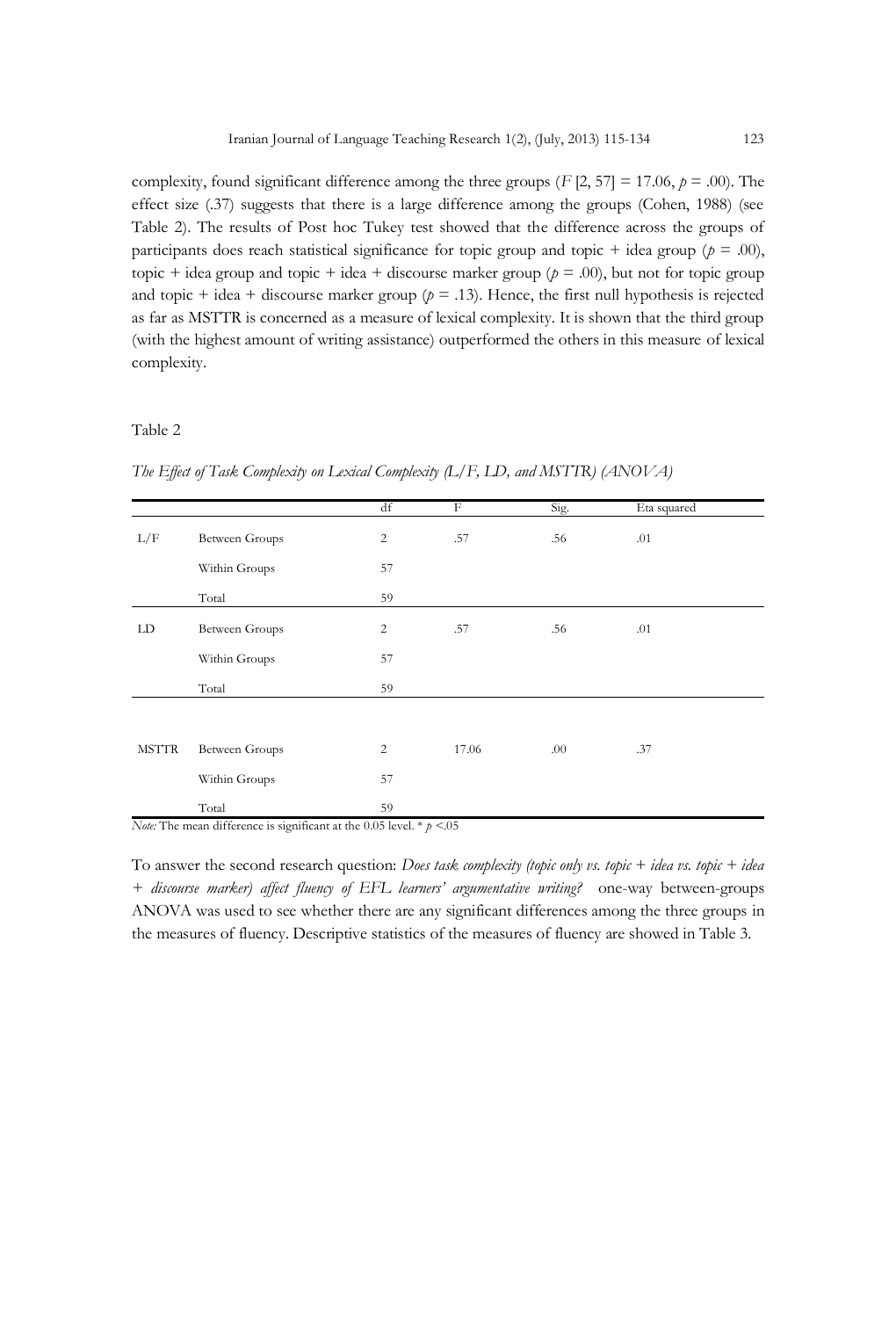complexity, found significant difference among the three groups ($F$ [2, 57] = 17.06, $p$ = .00). The effect size (.37) suggests that there is a large difference among the groups (Cohen, 1988) (see Table 2). The results of Post hoc Tukey test showed that the difference across the groups of participants does reach statistical significance for topic group and topic + idea group ($p$ = .00), topic + idea group and topic + idea + discourse marker group ($p$ = .00), but not for topic group and topic + idea + discourse marker group ($p$ = .13). Hence, the first null hypothesis is rejected as far as MSTTR is concerned as a measure of lexical complexity. It is shown that the third group (with the highest amount of writing assistance) outperformed the others in this measure of lexical complexity.

Table 2

*The Effect of Task Complexity on Lexical Complexity (L/F, LD, and MSTTR) (ANOVA)*

| | | df | F | Sig. | Eta squared |
|---|---|---|---|---|---|
| L/F | Between Groups | 2 | .57 | .56 | .01 |
| | Within Groups | 57 | | | |
| | Total | 59 | | | |
| LD | Between Groups | 2 | .57 | .56 | .01 |
| | Within Groups | 57 | | | |
| | Total | 59 | | | |
| MSTTR | Between Groups | 2 | 17.06 | .00 | .37 |
| | Within Groups | 57 | | | |
| | Total | 59 | | | |

*Note:* The mean difference is significant at the 0.05 level. * $p$ <.05

To answer the second research question: *Does task complexity (topic only vs. topic + idea vs. topic + idea + discourse marker) affect fluency of EFL learners' argumentative writing?* one-way between-groups ANOVA was used to see whether there are any significant differences among the three groups in the measures of fluency. Descriptive statistics of the measures of fluency are showed in Table 3.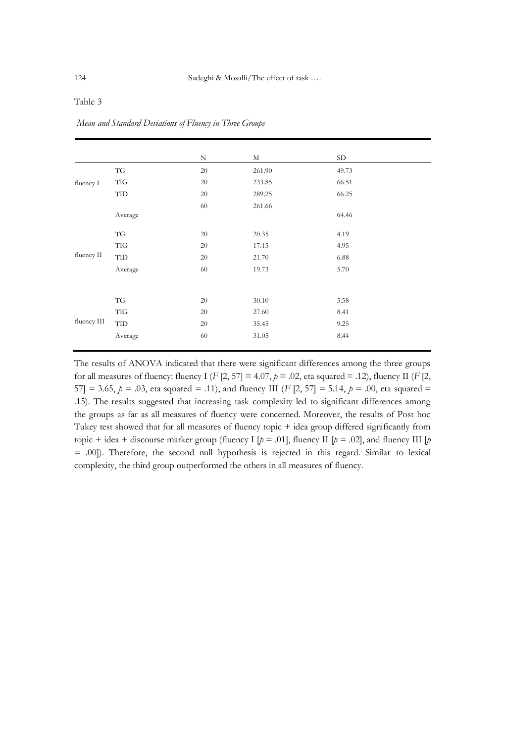Table 3

*Mean and Standard Deviations of Fluency in Three Groups*

| | | N | M | SD |
|---|---|---|---|---|
| fluency I | TG | 20 | 261.90 | 49.73 |
| | TIG | 20 | 233.85 | 66.51 |
| | TID | 20 | 289.25 | 66.25 |
| | Average | 60 | 261.66 | 64.46 |
| fluency II | TG | 20 | 20.35 | 4.19 |
| | TIG | 20 | 17.15 | 4.95 |
| | TID | 20 | 21.70 | 6.88 |
| | Average | 60 | 19.73 | 5.70 |
| fluency III | TG | 20 | 30.10 | 5.58 |
| | TIG | 20 | 27.60 | 8.41 |
| | TID | 20 | 35.45 | 9.25 |
| | Average | 60 | 31.05 | 8.44 |

The results of ANOVA indicated that there were significant differences among the three groups for all measures of fluency: fluency I ($F$ [2, 57] = 4.07, $p$ = .02, eta squared = .12), fluency II ($F$ [2, 57] = 3.65, $p$ = .03, eta squared = .11), and fluency III ($F$ [2, 57] = 5.14, $p$ = .00, eta squared = .15). The results suggested that increasing task complexity led to significant differences among the groups as far as all measures of fluency were concerned. Moreover, the results of Post hoc Tukey test showed that for all measures of fluency topic + idea group differed significantly from topic + idea + discourse marker group (fluency I [$p$ = .01], fluency II [$p$ = .02], and fluency III [$p$ = .00]). Therefore, the second null hypothesis is rejected in this regard. Similar to lexical complexity, the third group outperformed the others in all measures of fluency.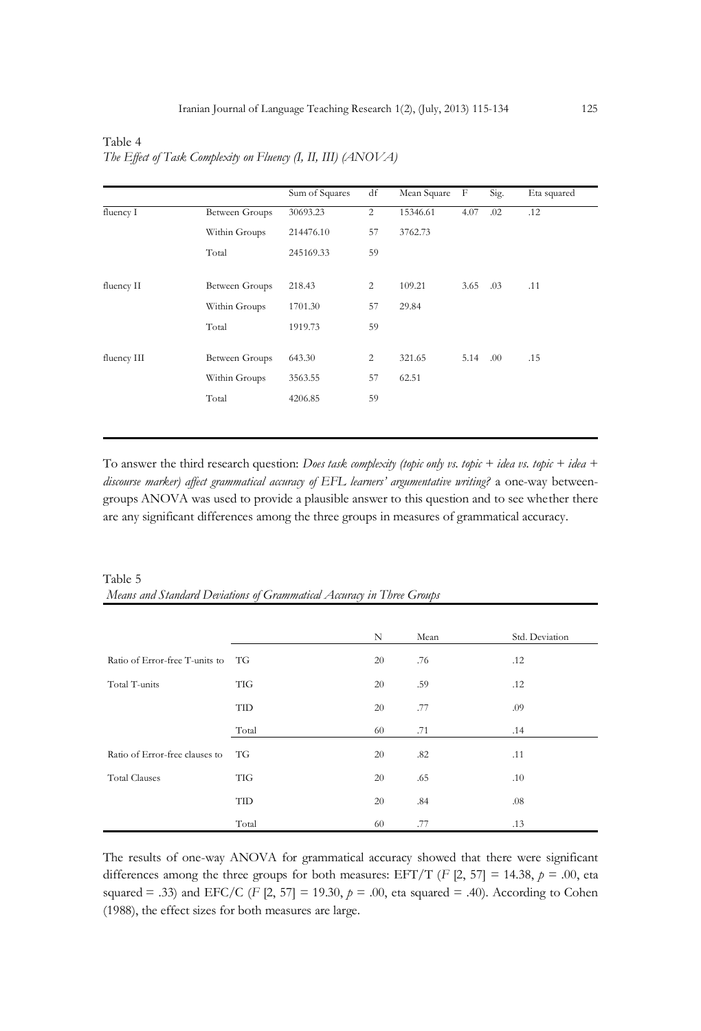Table 4

*The Effect of Task Complexity on Fluency (I, II, III) (ANOVA)*

| | | Sum of Squares | df | Mean Square | F | Sig. | Eta squared |
|---|---|---|---|---|---|---|---|
| fluency I | Between Groups | 30693.23 | 2 | 15346.61 | 4.07 | .02 | .12 |
| | Within Groups | 214476.10 | 57 | 3762.73 | | | |
| | Total | 245169.33 | 59 | | | | |
| fluency II | Between Groups | 218.43 | 2 | 109.21 | 3.65 | .03 | .11 |
| | Within Groups | 1701.30 | 57 | 29.84 | | | |
| | Total | 1919.73 | 59 | | | | |
| fluency III | Between Groups | 643.30 | 2 | 321.65 | 5.14 | .00 | .15 |
| | Within Groups | 3563.55 | 57 | 62.51 | | | |
| | Total | 4206.85 | 59 | | | | |

To answer the third research question: *Does task complexity (topic only vs. topic + idea vs. topic + idea + discourse marker) affect grammatical accuracy of EFL learners' argumentative writing?* a one-way between-groups ANOVA was used to provide a plausible answer to this question and to see whether there are any significant differences among the three groups in measures of grammatical accuracy.

Table 5

*Means and Standard Deviations of Grammatical Accuracy in Three Groups*

| | | N | Mean | Std. Deviation |
|---|---|---|---|---|
| Ratio of Error-free T-units to Total T-units | TG | 20 | .76 | .12 |
| | TIG | 20 | .59 | .12 |
| | TID | 20 | .77 | .09 |
| | Total | 60 | .71 | .14 |
| Ratio of Error-free clauses to Total Clauses | TG | 20 | .82 | .11 |
| | TIG | 20 | .65 | .10 |
| | TID | 20 | .84 | .08 |
| | Total | 60 | .77 | .13 |

The results of one-way ANOVA for grammatical accuracy showed that there were significant differences among the three groups for both measures: EFT/T ($F$ [2, 57] = 14.38, $p$ = .00, eta squared = .33) and EFC/C ($F$ [2, 57] = 19.30, $p$ = .00, eta squared = .40). According to Cohen (1988), the effect sizes for both measures are large.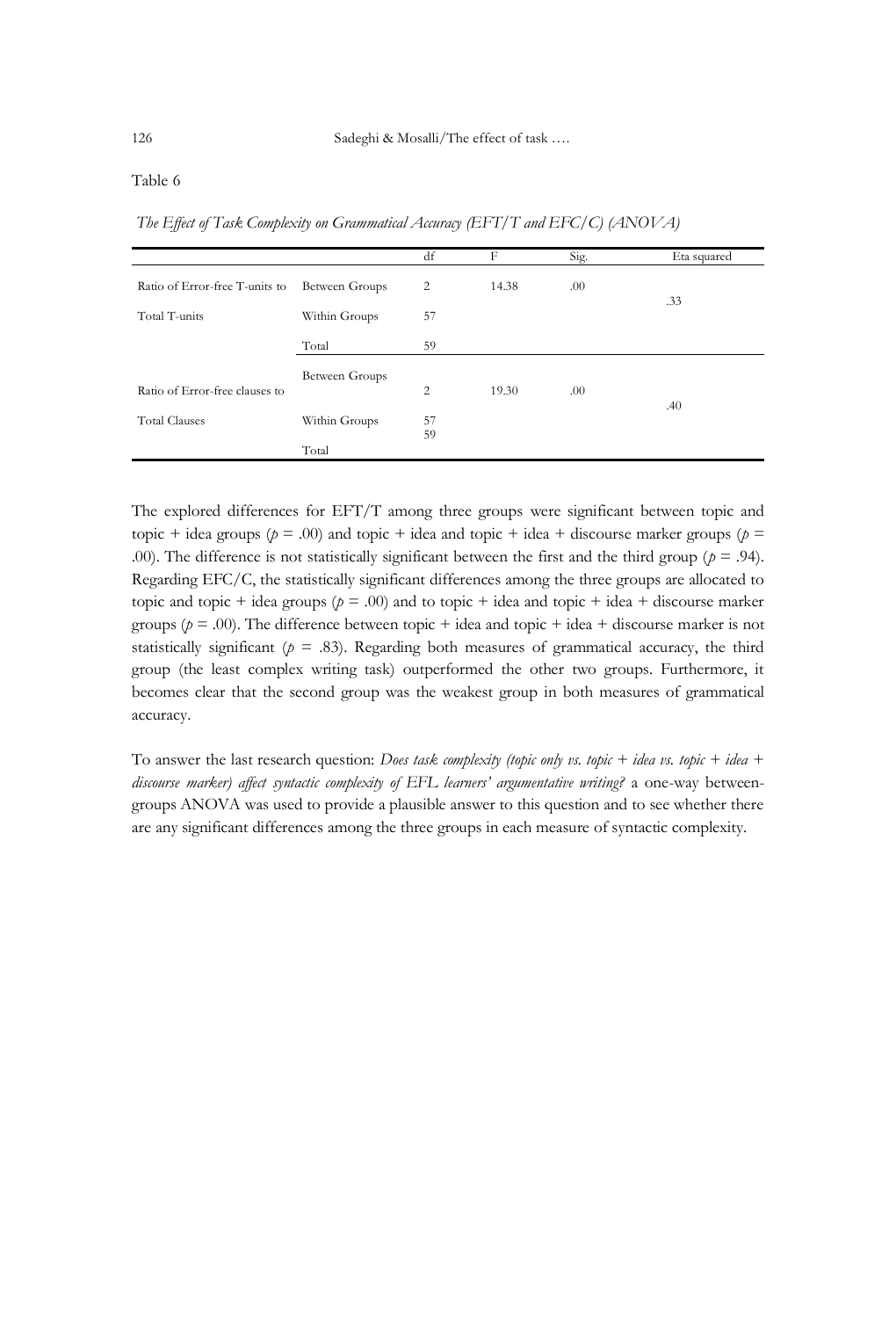Table 6

*The Effect of Task Complexity on Grammatical Accuracy (EFT/T and EFC/C) (ANOVA)*

| | | df | F | Sig. | Eta squared |
|---|---|---|---|---|---|
| Ratio of Error-free T-units to Total T-units | Between Groups | 2 | 14.38 | .00 | .33 |
| | Within Groups | 57 | | | |
| | Total | 59 | | | |
| Ratio of Error-free clauses to Total Clauses | Between Groups | 2 | 19.30 | .00 | .40 |
| | Within Groups | 57 | | | |
| | Total | 59 | | | |

The explored differences for EFT/T among three groups were significant between topic and topic + idea groups ($p$ = .00) and topic + idea and topic + idea + discourse marker groups ($p$ = .00). The difference is not statistically significant between the first and the third group ($p$ = .94). Regarding EFC/C, the statistically significant differences among the three groups are allocated to topic and topic + idea groups ($p$ = .00) and to topic + idea and topic + idea + discourse marker groups ($p$ = .00). The difference between topic + idea and topic + idea + discourse marker is not statistically significant ($p$ = .83). Regarding both measures of grammatical accuracy, the third group (the least complex writing task) outperformed the other two groups. Furthermore, it becomes clear that the second group was the weakest group in both measures of grammatical accuracy.

To answer the last research question: *Does task complexity (topic only vs. topic + idea vs. topic + idea + discourse marker) affect syntactic complexity of EFL learners' argumentative writing?* a one-way between-groups ANOVA was used to provide a plausible answer to this question and to see whether there are any significant differences among the three groups in each measure of syntactic complexity.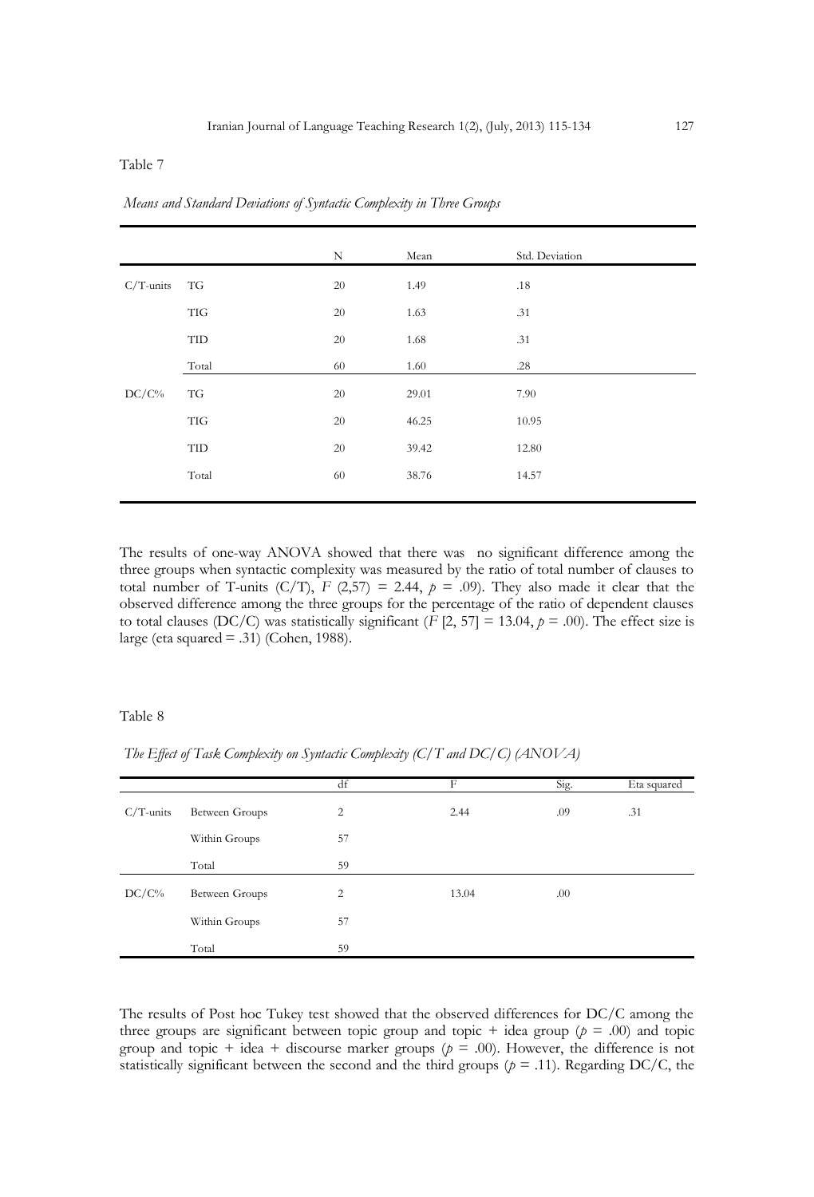Table 7

*Means and Standard Deviations of Syntactic Complexity in Three Groups*

| | | N | Mean | Std. Deviation |
|---|---|---|---|---|
| C/T-units | TG | 20 | 1.49 | .18 |
| | TIG | 20 | 1.63 | .31 |
| | TID | 20 | 1.68 | .31 |
| | Total | 60 | 1.60 | .28 |
| DC/C% | TG | 20 | 29.01 | 7.90 |
| | TIG | 20 | 46.25 | 10.95 |
| | TID | 20 | 39.42 | 12.80 |
| | Total | 60 | 38.76 | 14.57 |

The results of one-way ANOVA showed that there was no significant difference among the three groups when syntactic complexity was measured by the ratio of total number of clauses to total number of T-units (C/T), $F$ (2,57) = 2.44, $p$ = .09). They also made it clear that the observed difference among the three groups for the percentage of the ratio of dependent clauses to total clauses (DC/C) was statistically significant ($F$ [2, 57] = 13.04, $p$ = .00). The effect size is large (eta squared = .31) (Cohen, 1988).

Table 8

*The Effect of Task Complexity on Syntactic Complexity (C/T and DC/C) (ANOVA)*

| | | df | F | Sig. | Eta squared |
|---|---|---|---|---|---|
| C/T-units | Between Groups | 2 | 2.44 | .09 | .31 |
| | Within Groups | 57 | | | |
| | Total | 59 | | | |
| DC/C% | Between Groups | 2 | 13.04 | .00 | |
| | Within Groups | 57 | | | |
| | Total | 59 | | | |

The results of Post hoc Tukey test showed that the observed differences for DC/C among the three groups are significant between topic group and topic + idea group ($p$ = .00) and topic group and topic + idea + discourse marker groups ($p$ = .00). However, the difference is not statistically significant between the second and the third groups ($p$ = .11). Regarding DC/C, the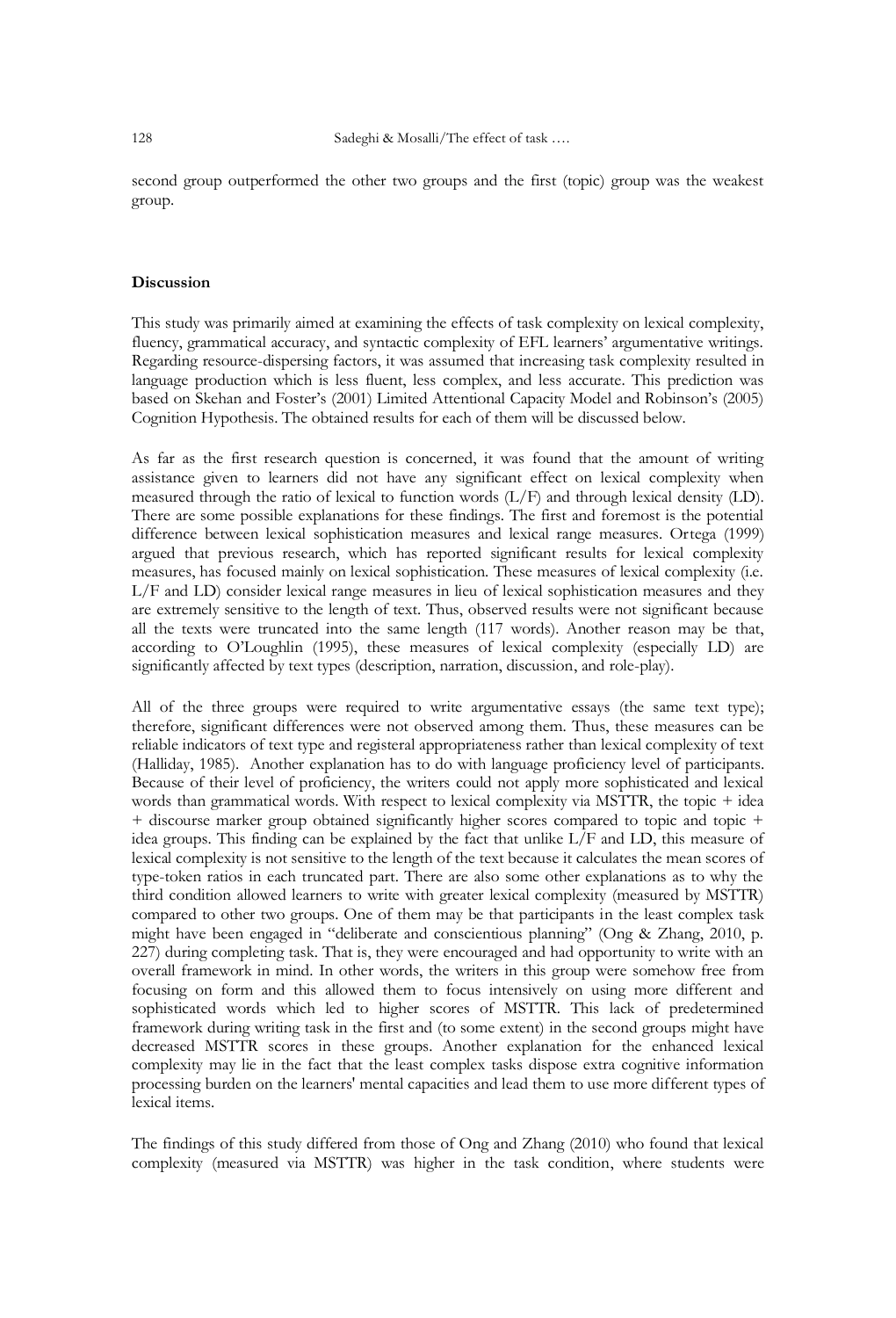second group outperformed the other two groups and the first (topic) group was the weakest group.

## Discussion

This study was primarily aimed at examining the effects of task complexity on lexical complexity, fluency, grammatical accuracy, and syntactic complexity of EFL learners' argumentative writings. Regarding resource-dispersing factors, it was assumed that increasing task complexity resulted in language production which is less fluent, less complex, and less accurate. This prediction was based on Skehan and Foster's (2001) Limited Attentional Capacity Model and Robinson's (2005) Cognition Hypothesis. The obtained results for each of them will be discussed below.

As far as the first research question is concerned, it was found that the amount of writing assistance given to learners did not have any significant effect on lexical complexity when measured through the ratio of lexical to function words (L/F) and through lexical density (LD). There are some possible explanations for these findings. The first and foremost is the potential difference between lexical sophistication measures and lexical range measures. Ortega (1999) argued that previous research, which has reported significant results for lexical complexity measures, has focused mainly on lexical sophistication. These measures of lexical complexity (i.e. L/F and LD) consider lexical range measures in lieu of lexical sophistication measures and they are extremely sensitive to the length of text. Thus, observed results were not significant because all the texts were truncated into the same length (117 words). Another reason may be that, according to O'Loughlin (1995), these measures of lexical complexity (especially LD) are significantly affected by text types (description, narration, discussion, and role-play).

All of the three groups were required to write argumentative essays (the same text type); therefore, significant differences were not observed among them. Thus, these measures can be reliable indicators of text type and registeral appropriateness rather than lexical complexity of text (Halliday, 1985). Another explanation has to do with language proficiency level of participants. Because of their level of proficiency, the writers could not apply more sophisticated and lexical words than grammatical words. With respect to lexical complexity via MSTTR, the topic + idea + discourse marker group obtained significantly higher scores compared to topic and topic + idea groups. This finding can be explained by the fact that unlike L/F and LD, this measure of lexical complexity is not sensitive to the length of the text because it calculates the mean scores of type-token ratios in each truncated part. There are also some other explanations as to why the third condition allowed learners to write with greater lexical complexity (measured by MSTTR) compared to other two groups. One of them may be that participants in the least complex task might have been engaged in "deliberate and conscientious planning" (Ong & Zhang, 2010, p. 227) during completing task. That is, they were encouraged and had opportunity to write with an overall framework in mind. In other words, the writers in this group were somehow free from focusing on form and this allowed them to focus intensively on using more different and sophisticated words which led to higher scores of MSTTR. This lack of predetermined framework during writing task in the first and (to some extent) in the second groups might have decreased MSTTR scores in these groups. Another explanation for the enhanced lexical complexity may lie in the fact that the least complex tasks dispose extra cognitive information processing burden on the learners' mental capacities and lead them to use more different types of lexical items.

The findings of this study differed from those of Ong and Zhang (2010) who found that lexical complexity (measured via MSTTR) was higher in the task condition, where students were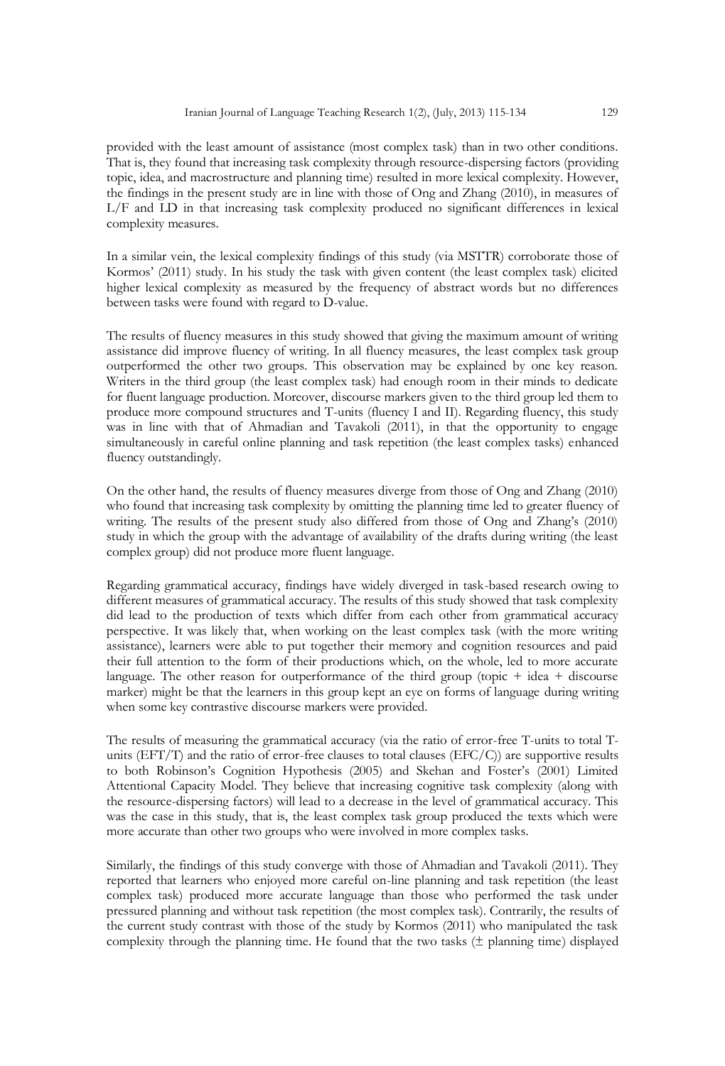provided with the least amount of assistance (most complex task) than in two other conditions. That is, they found that increasing task complexity through resource-dispersing factors (providing topic, idea, and macrostructure and planning time) resulted in more lexical complexity. However, the findings in the present study are in line with those of Ong and Zhang (2010), in measures of L/F and LD in that increasing task complexity produced no significant differences in lexical complexity measures.

In a similar vein, the lexical complexity findings of this study (via MSTTR) corroborate those of Kormos' (2011) study. In his study the task with given content (the least complex task) elicited higher lexical complexity as measured by the frequency of abstract words but no differences between tasks were found with regard to D-value.

The results of fluency measures in this study showed that giving the maximum amount of writing assistance did improve fluency of writing. In all fluency measures, the least complex task group outperformed the other two groups. This observation may be explained by one key reason. Writers in the third group (the least complex task) had enough room in their minds to dedicate for fluent language production. Moreover, discourse markers given to the third group led them to produce more compound structures and T-units (fluency I and II). Regarding fluency, this study was in line with that of Ahmadian and Tavakoli (2011), in that the opportunity to engage simultaneously in careful online planning and task repetition (the least complex tasks) enhanced fluency outstandingly.

On the other hand, the results of fluency measures diverge from those of Ong and Zhang (2010) who found that increasing task complexity by omitting the planning time led to greater fluency of writing. The results of the present study also differed from those of Ong and Zhang's (2010) study in which the group with the advantage of availability of the drafts during writing (the least complex group) did not produce more fluent language.

Regarding grammatical accuracy, findings have widely diverged in task-based research owing to different measures of grammatical accuracy. The results of this study showed that task complexity did lead to the production of texts which differ from each other from grammatical accuracy perspective. It was likely that, when working on the least complex task (with the more writing assistance), learners were able to put together their memory and cognition resources and paid their full attention to the form of their productions which, on the whole, led to more accurate language. The other reason for outperformance of the third group (topic + idea + discourse marker) might be that the learners in this group kept an eye on forms of language during writing when some key contrastive discourse markers were provided.

The results of measuring the grammatical accuracy (via the ratio of error-free T-units to total T-units (EFT/T) and the ratio of error-free clauses to total clauses (EFC/C)) are supportive results to both Robinson's Cognition Hypothesis (2005) and Skehan and Foster's (2001) Limited Attentional Capacity Model. They believe that increasing cognitive task complexity (along with the resource-dispersing factors) will lead to a decrease in the level of grammatical accuracy. This was the case in this study, that is, the least complex task group produced the texts which were more accurate than other two groups who were involved in more complex tasks.

Similarly, the findings of this study converge with those of Ahmadian and Tavakoli (2011). They reported that learners who enjoyed more careful on-line planning and task repetition (the least complex task) produced more accurate language than those who performed the task under pressured planning and without task repetition (the most complex task). Contrarily, the results of the current study contrast with those of the study by Kormos (2011) who manipulated the task complexity through the planning time. He found that the two tasks (± planning time) displayed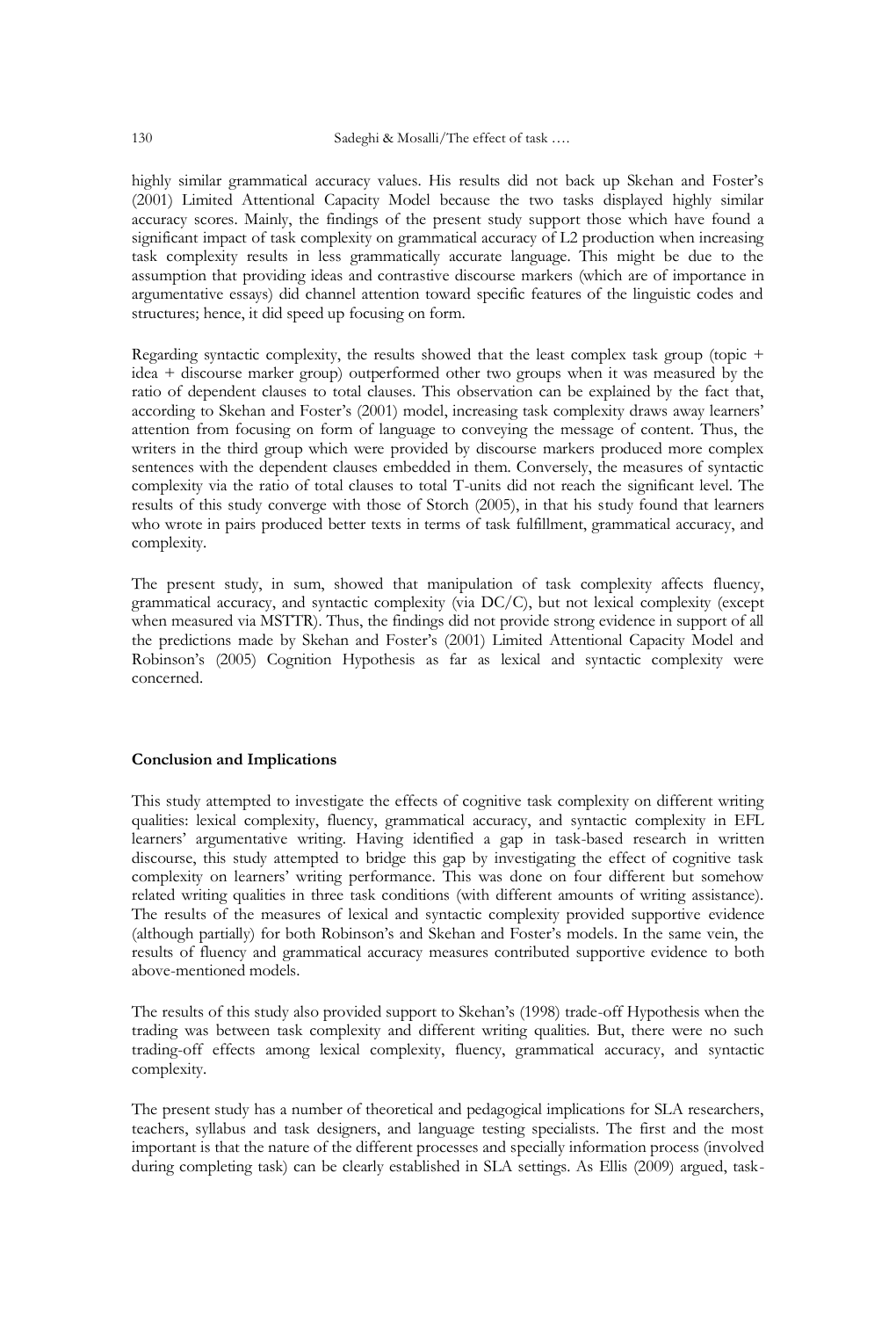highly similar grammatical accuracy values. His results did not back up Skehan and Foster's (2001) Limited Attentional Capacity Model because the two tasks displayed highly similar accuracy scores. Mainly, the findings of the present study support those which have found a significant impact of task complexity on grammatical accuracy of L2 production when increasing task complexity results in less grammatically accurate language. This might be due to the assumption that providing ideas and contrastive discourse markers (which are of importance in argumentative essays) did channel attention toward specific features of the linguistic codes and structures; hence, it did speed up focusing on form.

Regarding syntactic complexity, the results showed that the least complex task group (topic + idea + discourse marker group) outperformed other two groups when it was measured by the ratio of dependent clauses to total clauses. This observation can be explained by the fact that, according to Skehan and Foster's (2001) model, increasing task complexity draws away learners' attention from focusing on form of language to conveying the message of content. Thus, the writers in the third group which were provided by discourse markers produced more complex sentences with the dependent clauses embedded in them. Conversely, the measures of syntactic complexity via the ratio of total clauses to total T-units did not reach the significant level. The results of this study converge with those of Storch (2005), in that his study found that learners who wrote in pairs produced better texts in terms of task fulfillment, grammatical accuracy, and complexity.

The present study, in sum, showed that manipulation of task complexity affects fluency, grammatical accuracy, and syntactic complexity (via DC/C), but not lexical complexity (except when measured via MSTTR). Thus, the findings did not provide strong evidence in support of all the predictions made by Skehan and Foster's (2001) Limited Attentional Capacity Model and Robinson's (2005) Cognition Hypothesis as far as lexical and syntactic complexity were concerned.

**Conclusion and Implications**

This study attempted to investigate the effects of cognitive task complexity on different writing qualities: lexical complexity, fluency, grammatical accuracy, and syntactic complexity in EFL learners' argumentative writing. Having identified a gap in task-based research in written discourse, this study attempted to bridge this gap by investigating the effect of cognitive task complexity on learners' writing performance. This was done on four different but somehow related writing qualities in three task conditions (with different amounts of writing assistance). The results of the measures of lexical and syntactic complexity provided supportive evidence (although partially) for both Robinson's and Skehan and Foster's models. In the same vein, the results of fluency and grammatical accuracy measures contributed supportive evidence to both above-mentioned models.

The results of this study also provided support to Skehan's (1998) trade-off Hypothesis when the trading was between task complexity and different writing qualities. But, there were no such trading-off effects among lexical complexity, fluency, grammatical accuracy, and syntactic complexity.

The present study has a number of theoretical and pedagogical implications for SLA researchers, teachers, syllabus and task designers, and language testing specialists. The first and the most important is that the nature of the different processes and specially information process (involved during completing task) can be clearly established in SLA settings. As Ellis (2009) argued, task-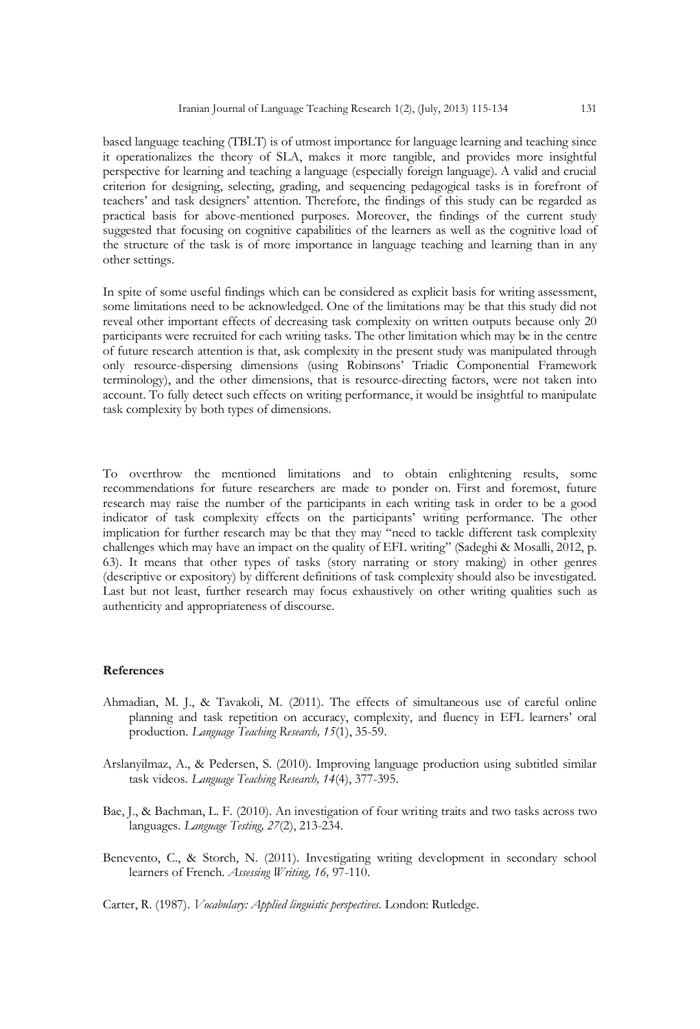based language teaching (TBLT) is of utmost importance for language learning and teaching since it operationalizes the theory of SLA, makes it more tangible, and provides more insightful perspective for learning and teaching a language (especially foreign language). A valid and crucial criterion for designing, selecting, grading, and sequencing pedagogical tasks is in forefront of teachers' and task designers' attention. Therefore, the findings of this study can be regarded as practical basis for above-mentioned purposes. Moreover, the findings of the current study suggested that focusing on cognitive capabilities of the learners as well as the cognitive load of the structure of the task is of more importance in language teaching and learning than in any other settings.

In spite of some useful findings which can be considered as explicit basis for writing assessment, some limitations need to be acknowledged. One of the limitations may be that this study did not reveal other important effects of decreasing task complexity on written outputs because only 20 participants were recruited for each writing tasks. The other limitation which may be in the centre of future research attention is that, ask complexity in the present study was manipulated through only resource-dispersing dimensions (using Robinsons' Triadic Componential Framework terminology), and the other dimensions, that is resource-directing factors, were not taken into account. To fully detect such effects on writing performance, it would be insightful to manipulate task complexity by both types of dimensions.

To overthrow the mentioned limitations and to obtain enlightening results, some recommendations for future researchers are made to ponder on. First and foremost, future research may raise the number of the participants in each writing task in order to be a good indicator of task complexity effects on the participants' writing performance. The other implication for further research may be that they may "need to tackle different task complexity challenges which may have an impact on the quality of EFL writing" (Sadeghi & Mosalli, 2012, p. 63). It means that other types of tasks (story narrating or story making) in other genres (descriptive or expository) by different definitions of task complexity should also be investigated. Last but not least, further research may focus exhaustively on other writing qualities such as authenticity and appropriateness of discourse.

## References

Ahmadian, M. J., & Tavakoli, M. (2011). The effects of simultaneous use of careful online planning and task repetition on accuracy, complexity, and fluency in EFL learners' oral production. *Language Teaching Research, 15*(1), 35-59.

Arslanyilmaz, A., & Pedersen, S. (2010). Improving language production using subtitled similar task videos. *Language Teaching Research, 14*(4), 377-395.

Bae, J., & Bachman, L. F. (2010). An investigation of four writing traits and two tasks across two languages. *Language Testing, 27*(2), 213-234.

Benevento, C., & Storch, N. (2011). Investigating writing development in secondary school learners of French. *Assessing Writing, 16,* 97-110.

Carter, R. (1987). *Vocabulary: Applied linguistic perspectives.* London: Rutledge.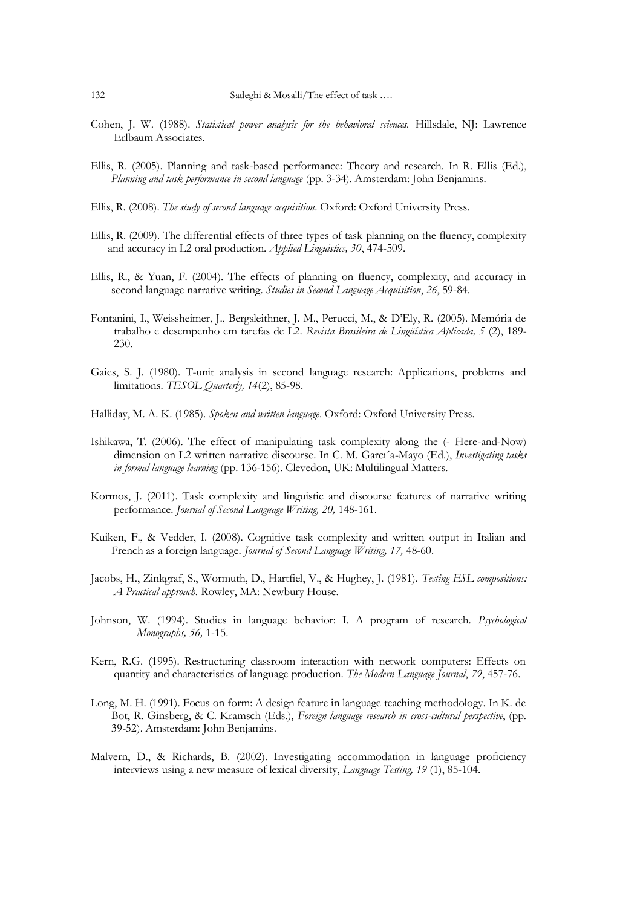Cohen, J. W. (1988). *Statistical power analysis for the behavioral sciences.* Hillsdale, NJ: Lawrence Erlbaum Associates.

Ellis, R. (2005). Planning and task-based performance: Theory and research. In R. Ellis (Ed.), *Planning and task performance in second language* (pp. 3-34). Amsterdam: John Benjamins.

Ellis, R. (2008). *The study of second language acquisition*. Oxford: Oxford University Press.

Ellis, R. (2009). The differential effects of three types of task planning on the fluency, complexity and accuracy in L2 oral production. *Applied Linguistics, 30*, 474-509.

Ellis, R., & Yuan, F. (2004). The effects of planning on fluency, complexity, and accuracy in second language narrative writing. *Studies in Second Language Acquisition*, *26*, 59-84.

Fontanini, I., Weissheimer, J., Bergsleithner, J. M., Perucci, M., & D'Ely, R. (2005). Memória de trabalho e desempenho em tarefas de L2. *Revista Brasileira de Lingüística Aplicada, 5* (2), 189-230.

Gaies, S. J. (1980). T-unit analysis in second language research: Applications, problems and limitations. *TESOL Quarterly, 14*(2), 85-98.

Halliday, M. A. K. (1985). *Spoken and written language*. Oxford: Oxford University Press.

Ishikawa, T. (2006). The effect of manipulating task complexity along the (- Here-and-Now) dimension on L2 written narrative discourse. In C. M. Garci´a-Mayo (Ed.), *Investigating tasks in formal language learning* (pp. 136-156). Clevedon, UK: Multilingual Matters.

Kormos, J. (2011). Task complexity and linguistic and discourse features of narrative writing performance. *Journal of Second Language Writing, 20,* 148-161.

Kuiken, F., & Vedder, I. (2008). Cognitive task complexity and written output in Italian and French as a foreign language. *Journal of Second Language Writing, 17,* 48-60.

Jacobs, H., Zinkgraf, S., Wormuth, D., Hartfiel, V., & Hughey, J. (1981). *Testing ESL compositions: A Practical approach.* Rowley, MA: Newbury House.

Johnson, W. (1994). Studies in language behavior: I. A program of research. *Psychological Monographs, 56,* 1-15.

Kern, R.G. (1995). Restructuring classroom interaction with network computers: Effects on quantity and characteristics of language production. *The Modern Language Journal*, *79*, 457-76.

Long, M. H. (1991). Focus on form: A design feature in language teaching methodology. In K. de Bot, R. Ginsberg, & C. Kramsch (Eds.), *Foreign language research in cross-cultural perspective*, (pp. 39-52). Amsterdam: John Benjamins.

Malvern, D., & Richards, B. (2002). Investigating accommodation in language proficiency interviews using a new measure of lexical diversity, *Language Testing, 19* (1), 85-104.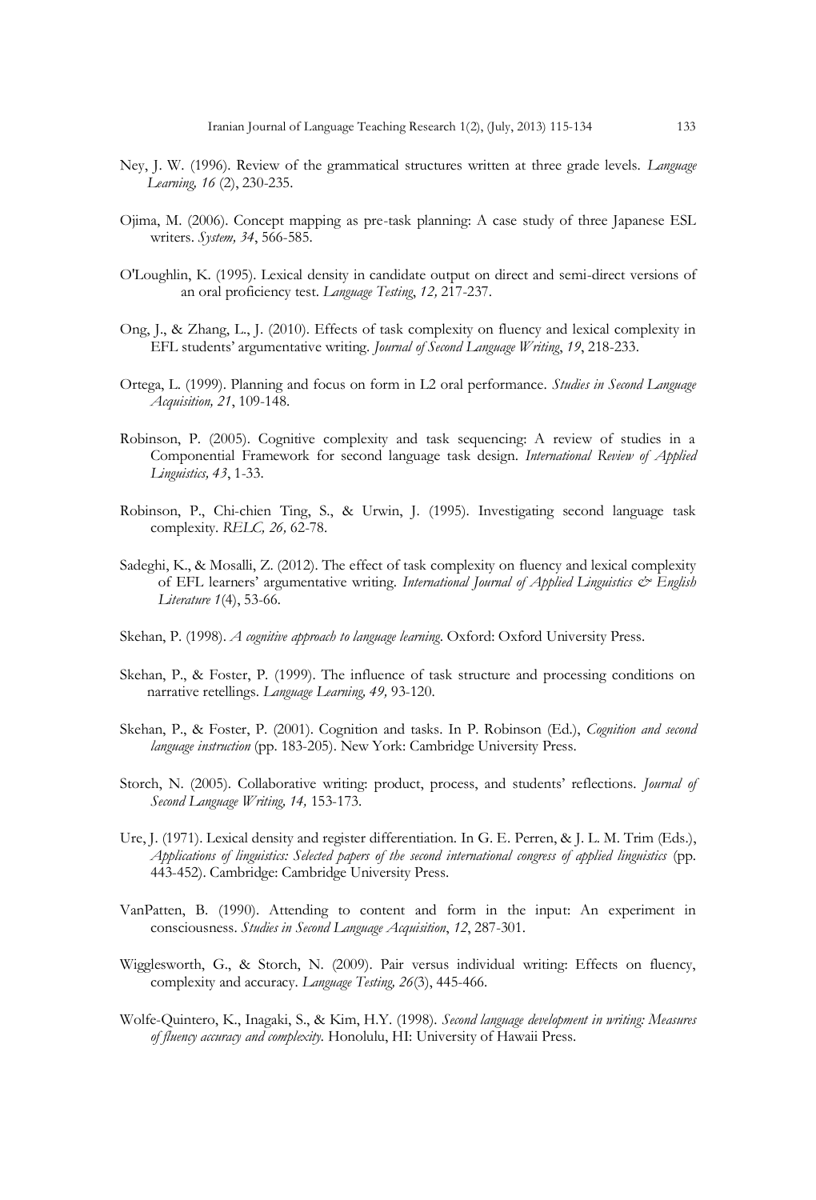Ney, J. W. (1996). Review of the grammatical structures written at three grade levels. *Language Learning, 16* (2), 230-235.

Ojima, M. (2006). Concept mapping as pre-task planning: A case study of three Japanese ESL writers. *System, 34*, 566-585.

O'Loughlin, K. (1995). Lexical density in candidate output on direct and semi-direct versions of an oral proficiency test. *Language Testing*, *12,* 217-237.

Ong, J., & Zhang, L., J. (2010). Effects of task complexity on fluency and lexical complexity in EFL students' argumentative writing. *Journal of Second Language Writing*, *19*, 218-233.

Ortega, L. (1999). Planning and focus on form in L2 oral performance. *Studies in Second Language Acquisition, 21*, 109-148.

Robinson, P. (2005). Cognitive complexity and task sequencing: A review of studies in a Componential Framework for second language task design. *International Review of Applied Linguistics, 43*, 1-33.

Robinson, P., Chi-chien Ting, S., & Urwin, J. (1995). Investigating second language task complexity. *RELC, 26,* 62-78.

Sadeghi, K., & Mosalli, Z. (2012). The effect of task complexity on fluency and lexical complexity of EFL learners' argumentative writing. *International Journal of Applied Linguistics & English Literature 1*(4), 53-66.

Skehan, P. (1998). *A cognitive approach to language learning*. Oxford: Oxford University Press.

Skehan, P., & Foster, P. (1999). The influence of task structure and processing conditions on narrative retellings. *Language Learning, 49,* 93-120.

Skehan, P., & Foster, P. (2001). Cognition and tasks. In P. Robinson (Ed.), *Cognition and second language instruction* (pp. 183-205). New York: Cambridge University Press.

Storch, N. (2005). Collaborative writing: product, process, and students' reflections. *Journal of Second Language Writing, 14,* 153-173.

Ure, J. (1971). Lexical density and register differentiation. In G. E. Perren, & J. L. M. Trim (Eds.), *Applications of linguistics: Selected papers of the second international congress of applied linguistics* (pp. 443-452). Cambridge: Cambridge University Press.

VanPatten, B. (1990). Attending to content and form in the input: An experiment in consciousness. *Studies in Second Language Acquisition*, *12*, 287-301.

Wigglesworth, G., & Storch, N. (2009). Pair versus individual writing: Effects on fluency, complexity and accuracy. *Language Testing, 26*(3), 445-466.

Wolfe-Quintero, K., Inagaki, S., & Kim, H.Y. (1998). *Second language development in writing: Measures of fluency accuracy and complexity.* Honolulu, HI: University of Hawaii Press.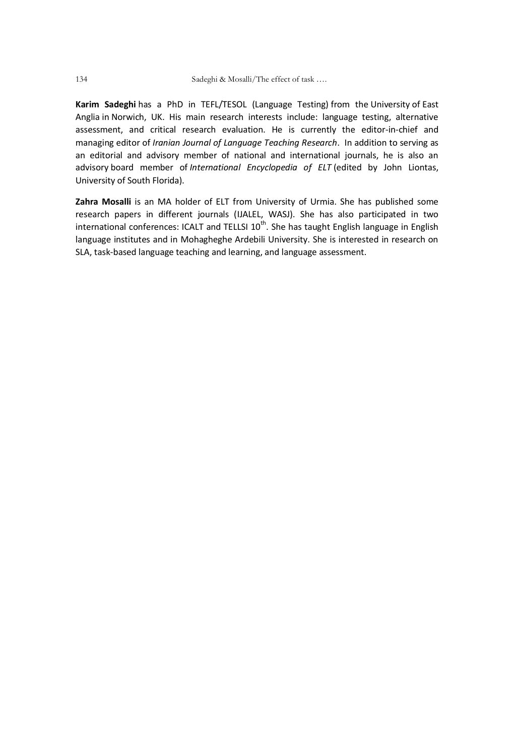**Karim Sadeghi** has a PhD in TEFL/TESOL (Language Testing) from the University of East Anglia in Norwich, UK. His main research interests include: language testing, alternative assessment, and critical research evaluation. He is currently the editor-in-chief and managing editor of *Iranian Journal of Language Teaching Research*. In addition to serving as an editorial and advisory member of national and international journals, he is also an advisory board member of *International Encyclopedia of ELT* (edited by John Liontas, University of South Florida).

**Zahra Mosalli** is an MA holder of ELT from University of Urmia. She has published some research papers in different journals (IJALEL, WASJ). She has also participated in two international conferences: ICALT and TELLSI 10th. She has taught English language in English language institutes and in Mohagheghe Ardebili University. She is interested in research on SLA, task-based language teaching and learning, and language assessment.